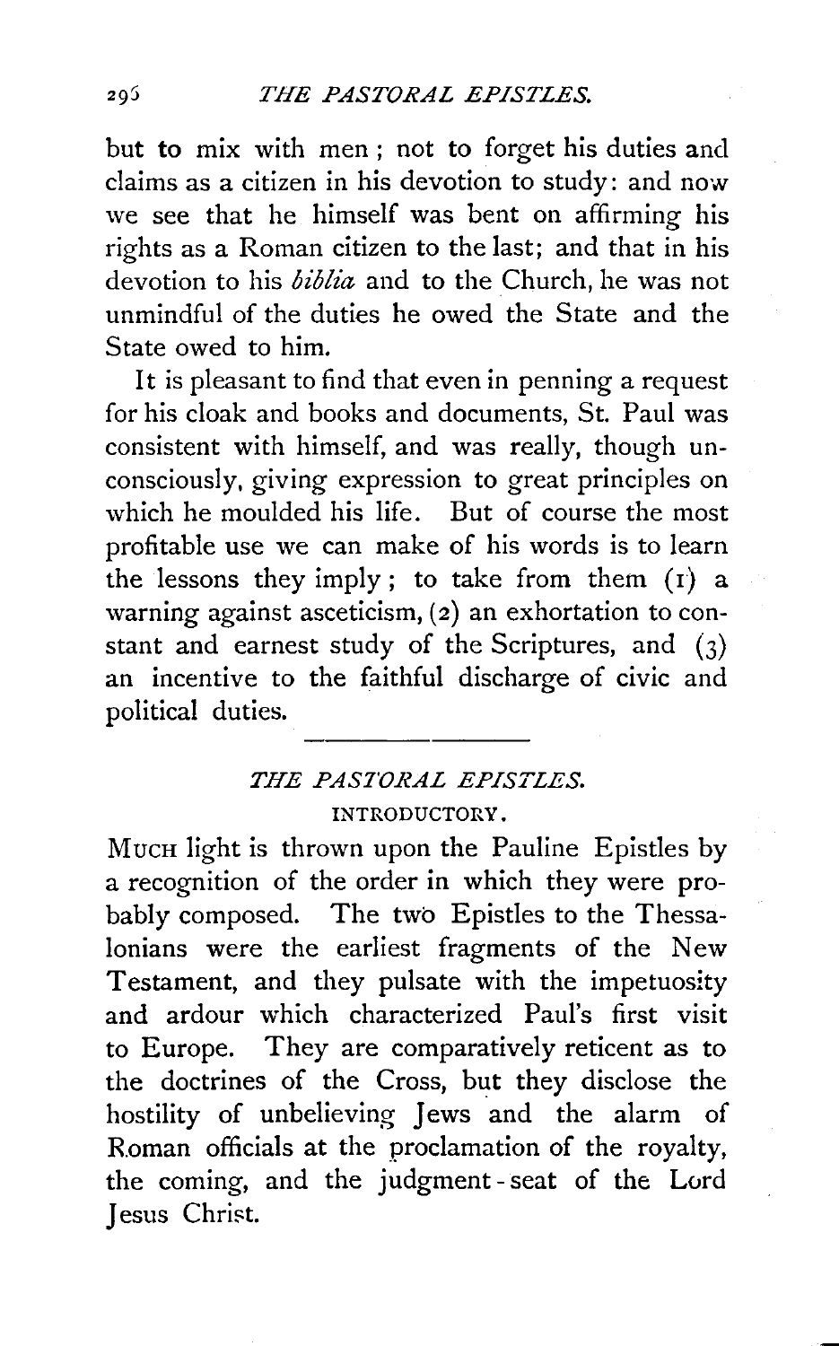but to mix with men; not to forget his duties and claims as a citizen in his devotion to study: and now we see that he himself was bent on affirming his rights as a Roman citizen to the last; and that in his devotion to his *biblia* and to the Church, he was not unmindful of the duties he owed the State and the State owed to him.

It is pleasant to find that even in penning a request for his cloak and books and documents, St. Paul was consistent with himself, and was really, though unconsciously, giving expression to great principles on which he moulded his life. But of course the most profitable use we can make of his words is to learn the lessons they imply; to take from them (1) a warning against asceticism, (2) an exhortation to constant and earnest study of the Scriptures, and (3) an incentive to the faithful discharge of civic and political duties.

---

## *THE PASTORAL EPISTLES.*

### INTRODUCTORY.

MUCH light is thrown upon the Pauline Epistles by a recognition of the order in which they were probably composed. The two Epistles to the Thessalonians were the earliest fragments of the New Testament, and they pulsate with the impetuosity and ardour which characterized Paul's first visit to Europe. They are comparatively reticent as to the doctrines of the Cross, but they disclose the hostility of unbelieving Jews and the alarm of Roman officials at the proclamation of the royalty, the coming, and the judgment-seat of the Lord Jesus Christ.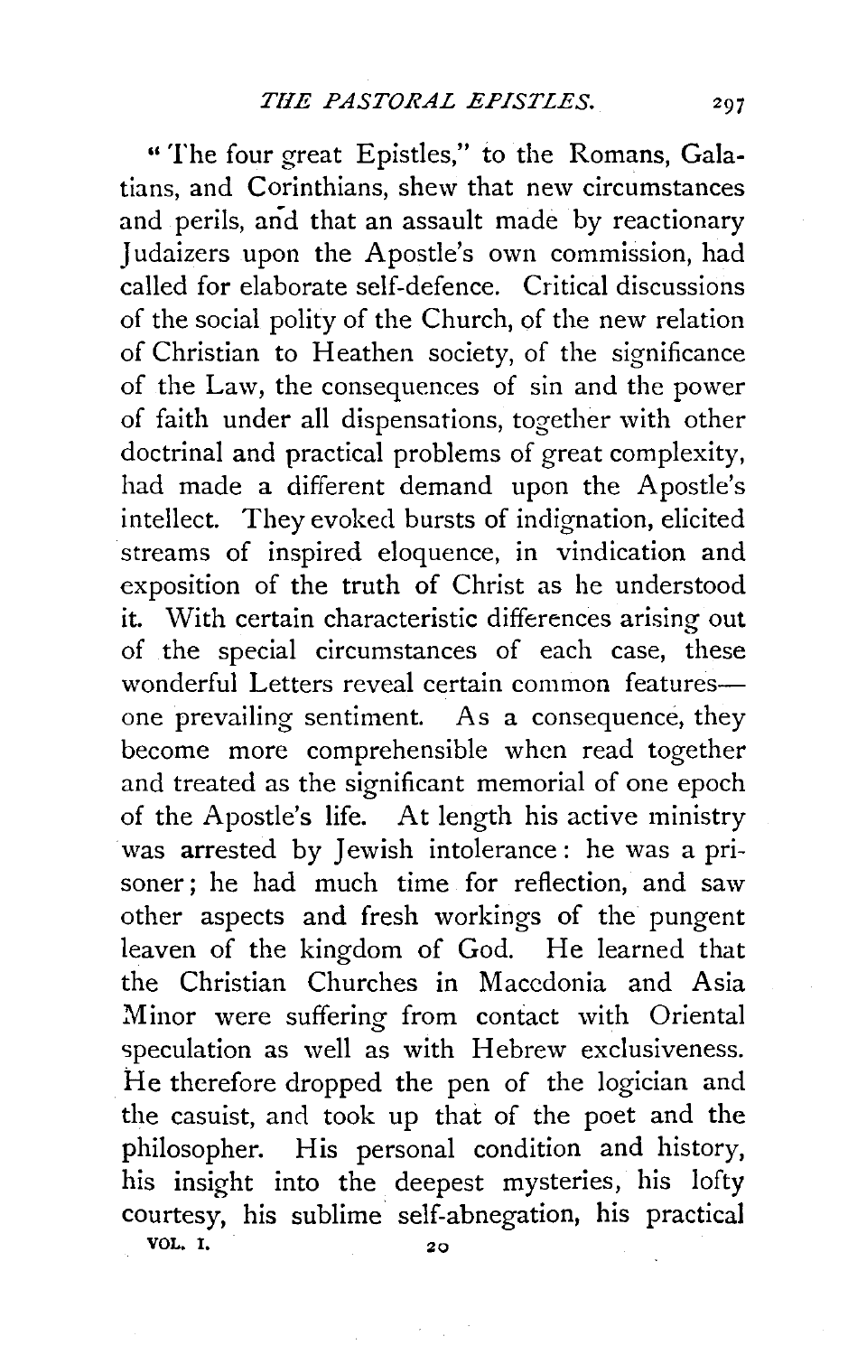"The four great Epistles," to the Romans, Galatians, and Corinthians, shew that new circumstances and perils, and that an assault made by reactionary Judaizers upon the Apostle's own commission, had called for elaborate self-defence. Critical discussions of the social polity of the Church, of the new relation of Christian to Heathen society, of the significance of the Law, the consequences of sin and the power of faith under all dispensations, together with other doctrinal and practical problems of great complexity, had made a different demand upon the Apostle's intellect. They evoked bursts of indignation, elicited streams of inspired eloquence, in vindication and exposition of the truth of Christ as he understood it. With certain characteristic differences arising out of the special circumstances of each case, these wonderful Letters reveal certain common features—one prevailing sentiment. As a consequence, they become more comprehensible when read together and treated as the significant memorial of one epoch of the Apostle's life. At length his active ministry was arrested by Jewish intolerance: he was a prisoner; he had much time for reflection, and saw other aspects and fresh workings of the pungent leaven of the kingdom of God. He learned that the Christian Churches in Macedonia and Asia Minor were suffering from contact with Oriental speculation as well as with Hebrew exclusiveness. He therefore dropped the pen of the logician and the casuist, and took up that of the poet and the philosopher. His personal condition and history, his insight into the deepest mysteries, his lofty courtesy, his sublime self-abnegation, his practical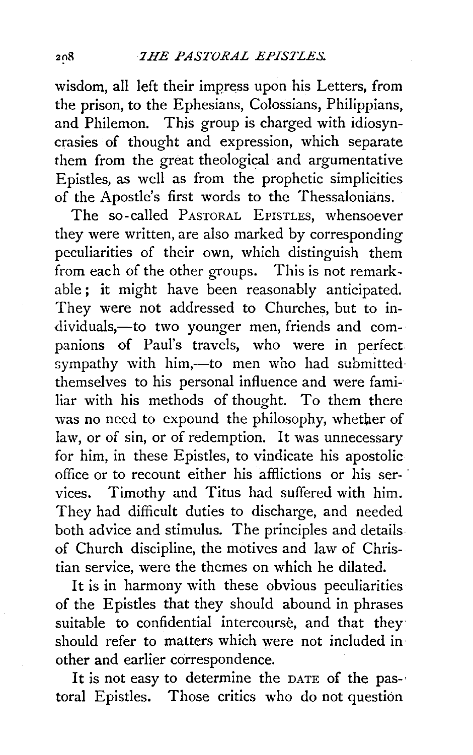wisdom, all left their impress upon his Letters, from the prison, to the Ephesians, Colossians, Philippians, and Philemon. This group is charged with idiosyncrasies of thought and expression, which separate them from the great theological and argumentative Epistles, as well as from the prophetic simplicities of the Apostle's first words to the Thessalonians.

The so-called PASTORAL EPISTLES, whensoever they were written, are also marked by corresponding peculiarities of their own, which distinguish them from each of the other groups. This is not remarkable; it might have been reasonably anticipated. They were not addressed to Churches, but to individuals,—to two younger men, friends and companions of Paul's travels, who were in perfect sympathy with him,—to men who had submitted themselves to his personal influence and were familiar with his methods of thought. To them there was no need to expound the philosophy, whether of law, or of sin, or of redemption. It was unnecessary for him, in these Epistles, to vindicate his apostolic office or to recount either his afflictions or his services. Timothy and Titus had suffered with him. They had difficult duties to discharge, and needed both advice and stimulus. The principles and details of Church discipline, the motives and law of Christian service, were the themes on which he dilated.

It is in harmony with these obvious peculiarities of the Epistles that they should abound in phrases suitable to confidential intercourse, and that they should refer to matters which were not included in other and earlier correspondence.

It is not easy to determine the DATE of the pastoral Epistles. Those critics who do not question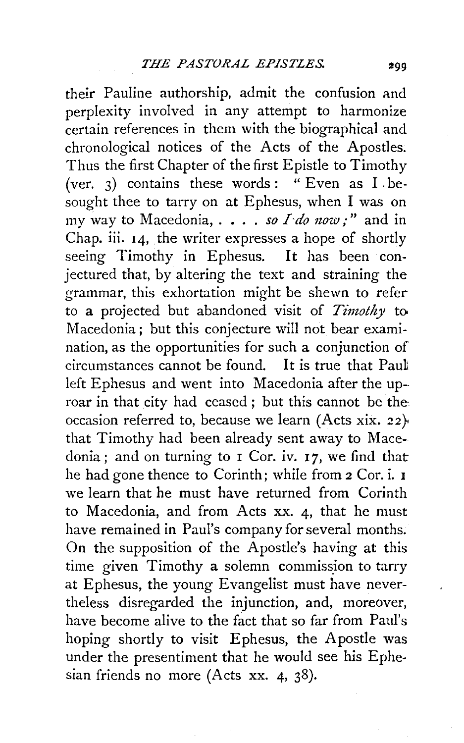their Pauline authorship, admit the confusion and perplexity involved in any attempt to harmonize certain references in them with the biographical and chronological notices of the Acts of the Apostles. Thus the first Chapter of the first Epistle to Timothy (ver. 3) contains these words: "Even as I besought thee to tarry on at Ephesus, when I was on my way to Macedonia, . . . . *so I do now;*" and in Chap. iii. 14, the writer expresses a hope of shortly seeing Timothy in Ephesus. It has been conjectured that, by altering the text and straining the grammar, this exhortation might be shewn to refer to a projected but abandoned visit of *Timothy* to Macedonia; but this conjecture will not bear examination, as the opportunities for such a conjunction of circumstances cannot be found. It is true that Paul left Ephesus and went into Macedonia after the uproar in that city had ceased; but this cannot be the occasion referred to, because we learn (Acts xix. 22) that Timothy had been already sent away to Macedonia; and on turning to 1 Cor. iv. 17, we find that he had gone thence to Corinth; while from 2 Cor. i. 1 we learn that he must have returned from Corinth to Macedonia, and from Acts xx. 4, that he must have remained in Paul's company for several months. On the supposition of the Apostle's having at this time given Timothy a solemn commission to tarry at Ephesus, the young Evangelist must have nevertheless disregarded the injunction, and, moreover, have become alive to the fact that so far from Paul's hoping shortly to visit Ephesus, the Apostle was under the presentiment that he would see his Ephesian friends no more (Acts xx. 4, 38).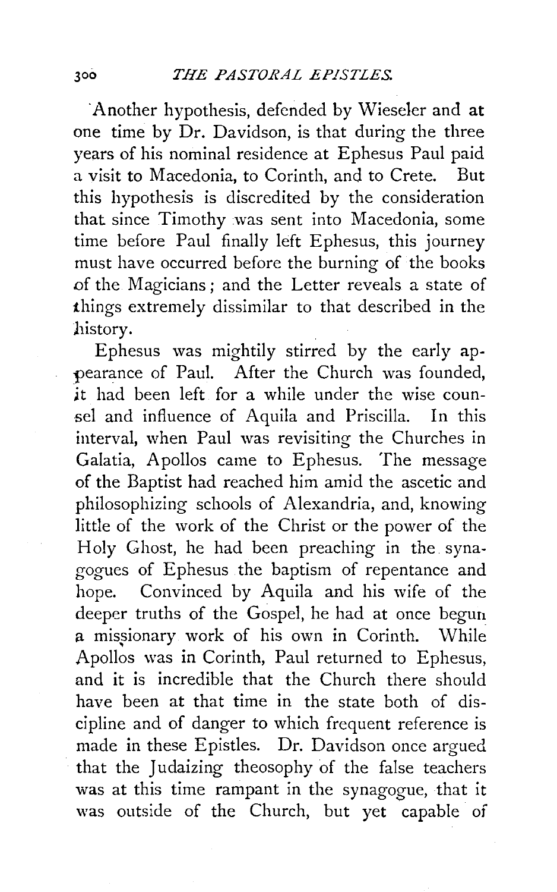Another hypothesis, defended by Wieseler and at one time by Dr. Davidson, is that during the three years of his nominal residence at Ephesus Paul paid a visit to Macedonia, to Corinth, and to Crete. But this hypothesis is discredited by the consideration that since Timothy was sent into Macedonia, some time before Paul finally left Ephesus, this journey must have occurred before the burning of the books of the Magicians; and the Letter reveals a state of things extremely dissimilar to that described in the history.

Ephesus was mightily stirred by the early appearance of Paul. After the Church was founded, it had been left for a while under the wise counsel and influence of Aquila and Priscilla. In this interval, when Paul was revisiting the Churches in Galatia, Apollos came to Ephesus. The message of the Baptist had reached him amid the ascetic and philosophizing schools of Alexandria, and, knowing little of the work of the Christ or the power of the Holy Ghost, he had been preaching in the synagogues of Ephesus the baptism of repentance and hope. Convinced by Aquila and his wife of the deeper truths of the Gospel, he had at once begun a missionary work of his own in Corinth. While Apollos was in Corinth, Paul returned to Ephesus, and it is incredible that the Church there should have been at that time in the state both of discipline and of danger to which frequent reference is made in these Epistles. Dr. Davidson once argued that the Judaizing theosophy of the false teachers was at this time rampant in the synagogue, that it was outside of the Church, but yet capable of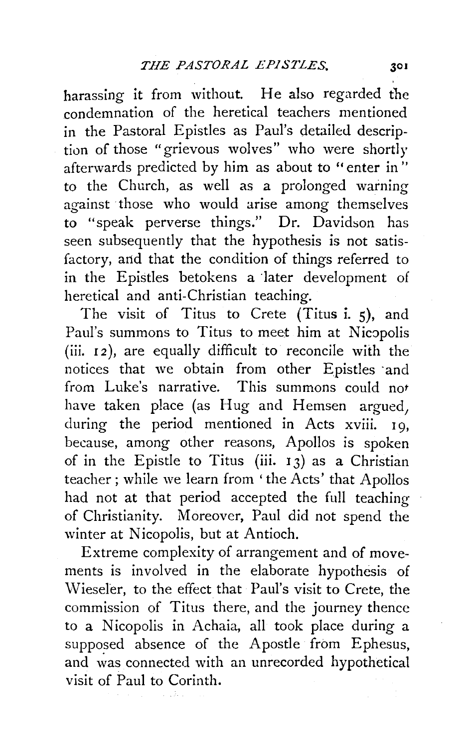harassing it from without. He also regarded the condemnation of the heretical teachers mentioned in the Pastoral Epistles as Paul's detailed description of those "grievous wolves" who were shortly afterwards predicted by him as about to "enter in" to the Church, as well as a prolonged warning against those who would arise among themselves to "speak perverse things." Dr. Davidson has seen subsequently that the hypothesis is not satisfactory, and that the condition of things referred to in the Epistles betokens a later development of heretical and anti-Christian teaching.

The visit of Titus to Crete (Titus i. 5), and Paul's summons to Titus to meet him at Nicopolis (iii. 12), are equally difficult to reconcile with the notices that we obtain from other Epistles and from Luke's narrative. This summons could not have taken place (as Hug and Hemsen argued, during the period mentioned in Acts xviii. 19, because, among other reasons, Apollos is spoken of in the Epistle to Titus (iii. 13) as a Christian teacher; while we learn from 'the Acts' that Apollos had not at that period accepted the full teaching of Christianity. Moreover, Paul did not spend the winter at Nicopolis, but at Antioch.

Extreme complexity of arrangement and of movements is involved in the elaborate hypothesis of Wieseler, to the effect that Paul's visit to Crete, the commission of Titus there, and the journey thence to a Nicopolis in Achaia, all took place during a supposed absence of the Apostle from Ephesus, and was connected with an unrecorded hypothetical visit of Paul to Corinth.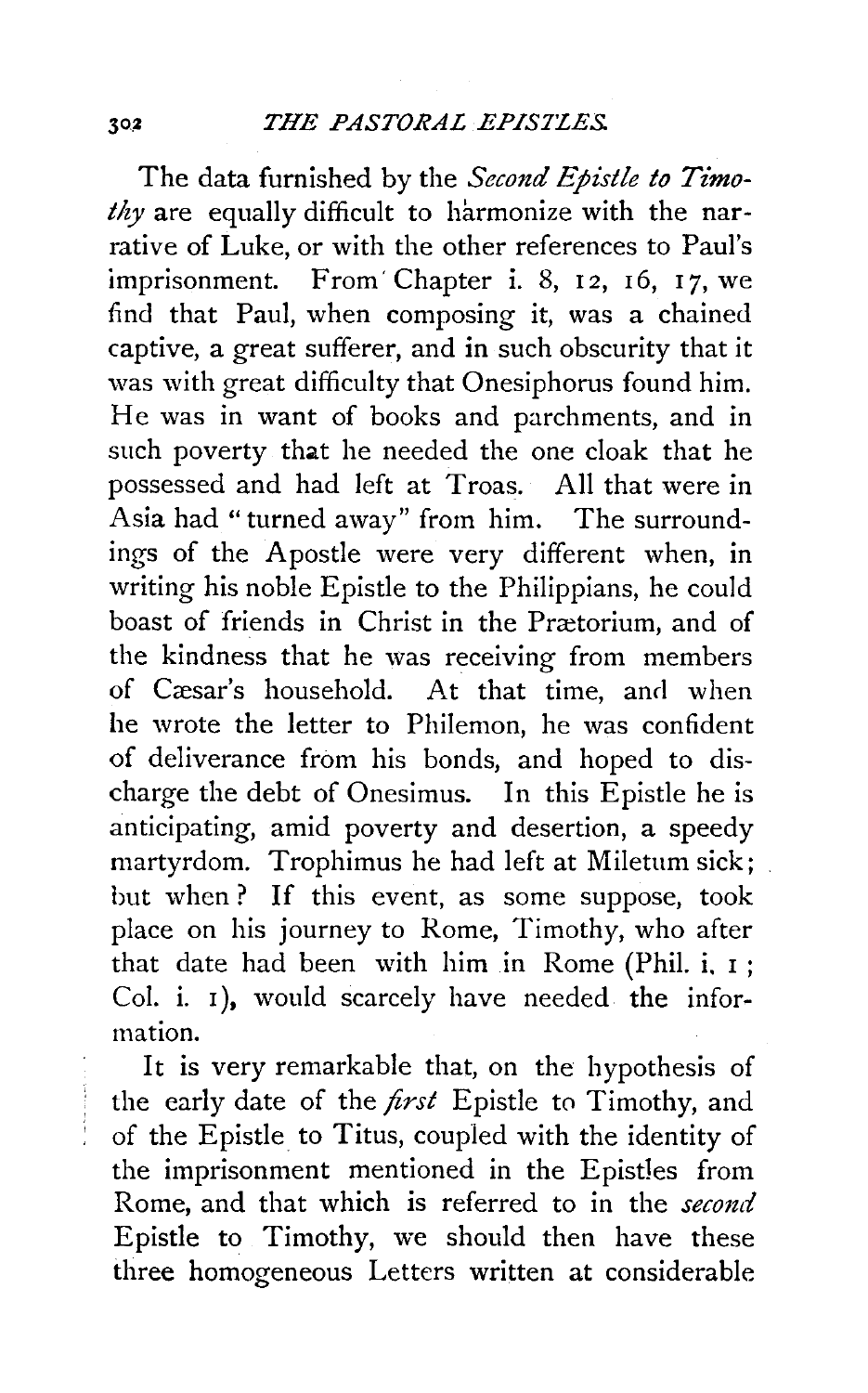The data furnished by the *Second Epistle to Timothy* are equally difficult to harmonize with the narrative of Luke, or with the other references to Paul's imprisonment. From Chapter i. 8, 12, 16, 17, we find that Paul, when composing it, was a chained captive, a great sufferer, and in such obscurity that it was with great difficulty that Onesiphorus found him. He was in want of books and parchments, and in such poverty that he needed the one cloak that he possessed and had left at Troas. All that were in Asia had "turned away" from him. The surroundings of the Apostle were very different when, in writing his noble Epistle to the Philippians, he could boast of friends in Christ in the Prætorium, and of the kindness that he was receiving from members of Cæsar's household. At that time, and when he wrote the letter to Philemon, he was confident of deliverance from his bonds, and hoped to discharge the debt of Onesimus. In this Epistle he is anticipating, amid poverty and desertion, a speedy martyrdom. Trophimus he had left at Miletum sick; but when? If this event, as some suppose, took place on his journey to Rome, Timothy, who after that date had been with him in Rome (Phil. i. 1; Col. i. 1), would scarcely have needed the information.

It is very remarkable that, on the hypothesis of the early date of the *first* Epistle to Timothy, and of the Epistle to Titus, coupled with the identity of the imprisonment mentioned in the Epistles from Rome, and that which is referred to in the *second* Epistle to Timothy, we should then have these three homogeneous Letters written at considerable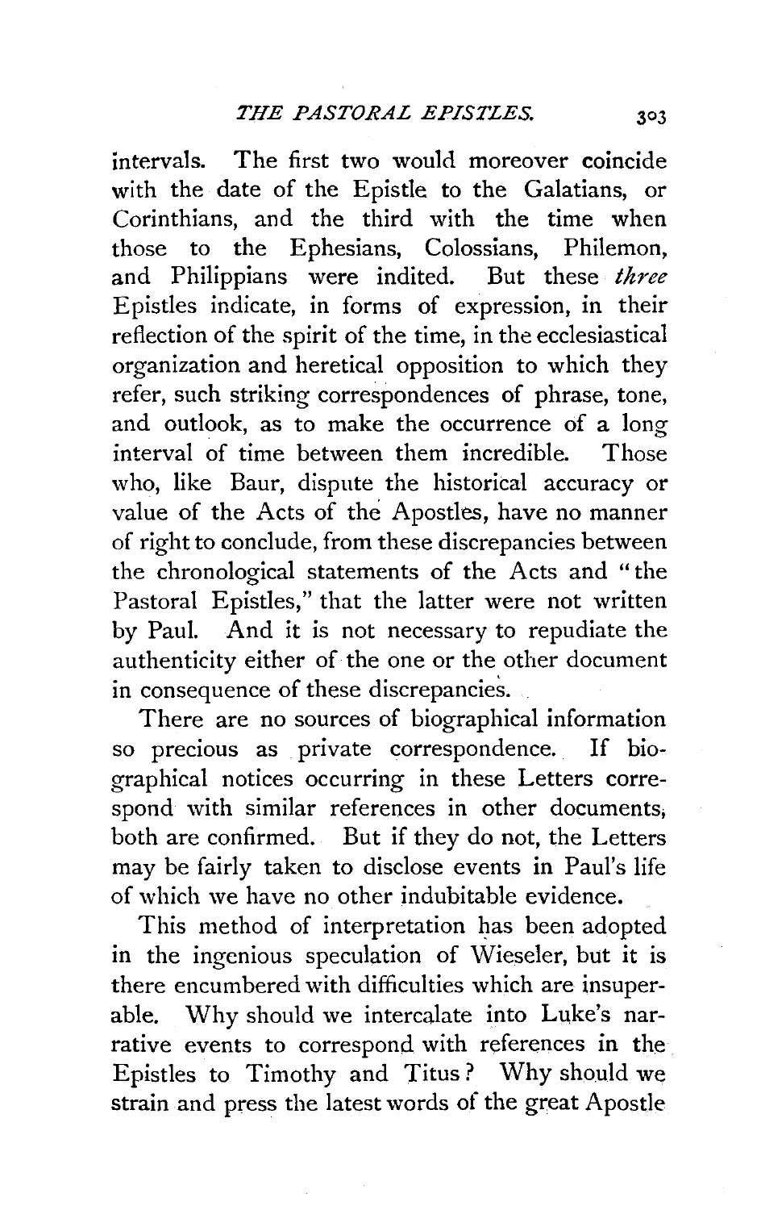intervals. The first two would moreover coincide with the date of the Epistle to the Galatians, or Corinthians, and the third with the time when those to the Ephesians, Colossians, Philemon, and Philippians were indited. But these *three* Epistles indicate, in forms of expression, in their reflection of the spirit of the time, in the ecclesiastical organization and heretical opposition to which they refer, such striking correspondences of phrase, tone, and outlook, as to make the occurrence of a long interval of time between them incredible. Those who, like Baur, dispute the historical accuracy or value of the Acts of the Apostles, have no manner of right to conclude, from these discrepancies between the chronological statements of the Acts and "the Pastoral Epistles," that the latter were not written by Paul. And it is not necessary to repudiate the authenticity either of the one or the other document in consequence of these discrepancies.

There are no sources of biographical information so precious as private correspondence. If biographical notices occurring in these Letters correspond with similar references in other documents, both are confirmed. But if they do not, the Letters may be fairly taken to disclose events in Paul's life of which we have no other indubitable evidence.

This method of interpretation has been adopted in the ingenious speculation of Wieseler, but it is there encumbered with difficulties which are insuperable. Why should we intercalate into Luke's narrative events to correspond with references in the Epistles to Timothy and Titus? Why should we strain and press the latest words of the great Apostle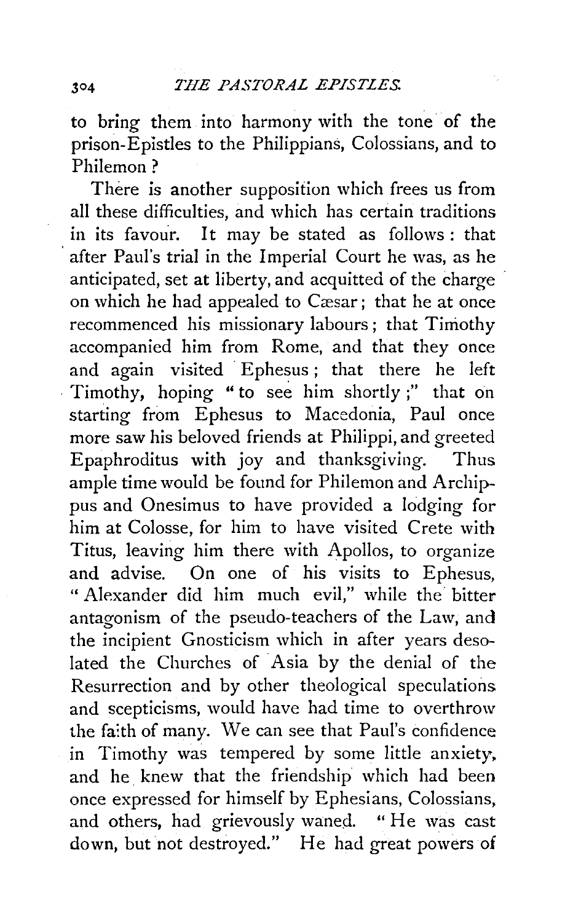to bring them into harmony with the tone of the prison-Epistles to the Philippians, Colossians, and to Philemon?

There is another supposition which frees us from all these difficulties, and which has certain traditions in its favour. It may be stated as follows: that after Paul's trial in the Imperial Court he was, as he anticipated, set at liberty, and acquitted of the charge on which he had appealed to Cæsar; that he at once recommenced his missionary labours; that Timothy accompanied him from Rome, and that they once and again visited Ephesus; that there he left Timothy, hoping "to see him shortly;" that on starting from Ephesus to Macedonia, Paul once more saw his beloved friends at Philippi, and greeted Epaphroditus with joy and thanksgiving. Thus ample time would be found for Philemon and Archippus and Onesimus to have provided a lodging for him at Colosse, for him to have visited Crete with Titus, leaving him there with Apollos, to organize and advise. On one of his visits to Ephesus, "Alexander did him much evil," while the bitter antagonism of the pseudo-teachers of the Law, and the incipient Gnosticism which in after years desolated the Churches of Asia by the denial of the Resurrection and by other theological speculations and scepticisms, would have had time to overthrow the faith of many. We can see that Paul's confidence in Timothy was tempered by some little anxiety, and he knew that the friendship which had been once expressed for himself by Ephesians, Colossians, and others, had grievously waned. "He was cast down, but not destroyed." He had great powers of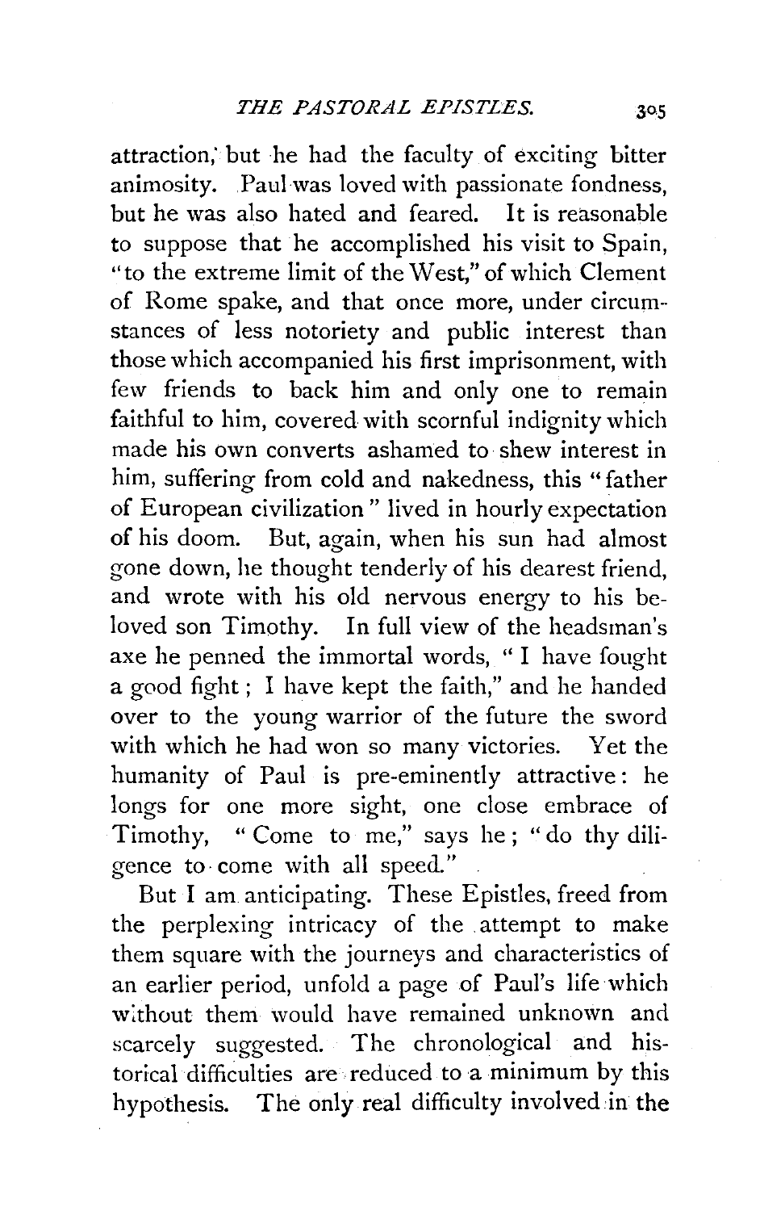attraction, but he had the faculty of exciting bitter animosity. Paul was loved with passionate fondness, but he was also hated and feared. It is reasonable to suppose that he accomplished his visit to Spain, "to the extreme limit of the West," of which Clement of Rome spake, and that once more, under circumstances of less notoriety and public interest than those which accompanied his first imprisonment, with few friends to back him and only one to remain faithful to him, covered with scornful indignity which made his own converts ashamed to shew interest in him, suffering from cold and nakedness, this "father of European civilization" lived in hourly expectation of his doom. But, again, when his sun had almost gone down, he thought tenderly of his dearest friend, and wrote with his old nervous energy to his beloved son Timothy. In full view of the headsman's axe he penned the immortal words, "I have fought a good fight; I have kept the faith," and he handed over to the young warrior of the future the sword with which he had won so many victories. Yet the humanity of Paul is pre-eminently attractive: he longs for one more sight, one close embrace of Timothy, "Come to me," says he; "do thy diligence to come with all speed."

But I am anticipating. These Epistles, freed from the perplexing intricacy of the attempt to make them square with the journeys and characteristics of an earlier period, unfold a page of Paul's life which without them would have remained unknown and scarcely suggested. The chronological and historical difficulties are reduced to a minimum by this hypothesis. The only real difficulty involved in the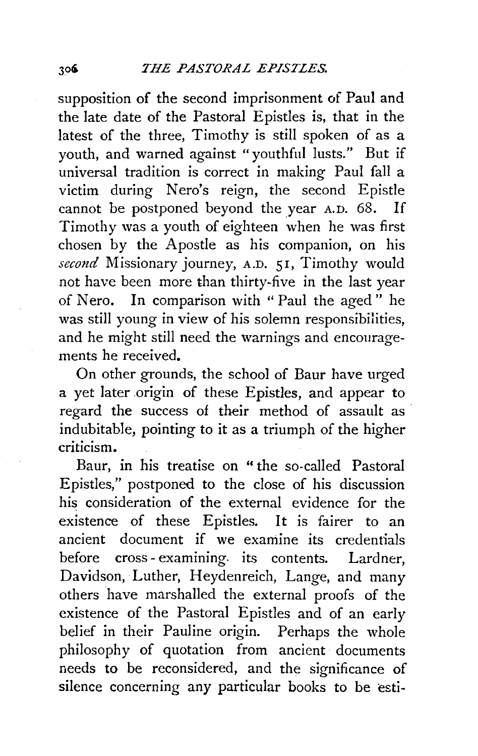supposition of the second imprisonment of Paul and the late date of the Pastoral Epistles is, that in the latest of the three, Timothy is still spoken of as a youth, and warned against "youthful lusts." But if universal tradition is correct in making Paul fall a victim during Nero's reign, the second Epistle cannot be postponed beyond the year A.D. 68. If Timothy was a youth of eighteen when he was first chosen by the Apostle as his companion, on his *second* Missionary journey, A.D. 51, Timothy would not have been more than thirty-five in the last year of Nero. In comparison with "Paul the aged" he was still young in view of his solemn responsibilities, and he might still need the warnings and encouragements he received.

On other grounds, the school of Baur have urged a yet later origin of these Epistles, and appear to regard the success of their method of assault as indubitable, pointing to it as a triumph of the higher criticism.

Baur, in his treatise on "the so-called Pastoral Epistles," postponed to the close of his discussion his consideration of the external evidence for the existence of these Epistles. It is fairer to an ancient document if we examine its credentials before cross-examining its contents. Lardner, Davidson, Luther, Heydenreich, Lange, and many others have marshalled the external proofs of the existence of the Pastoral Epistles and of an early belief in their Pauline origin. Perhaps the whole philosophy of quotation from ancient documents needs to be reconsidered, and the significance of silence concerning any particular books to be esti-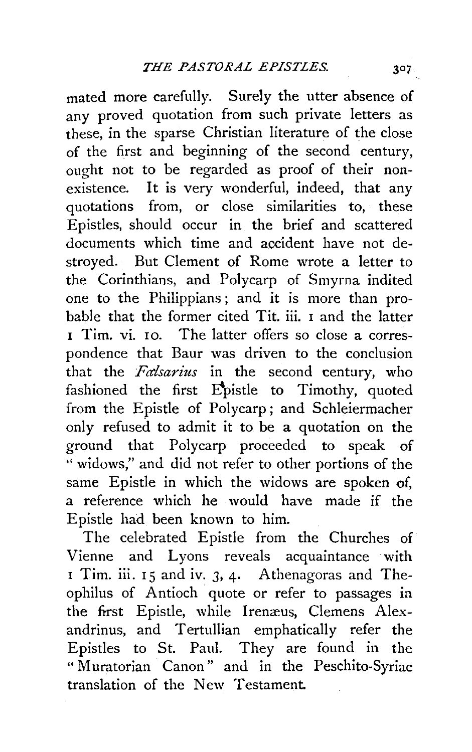mated more carefully. Surely the utter absence of any proved quotation from such private letters as these, in the sparse Christian literature of the close of the first and beginning of the second century, ought not to be regarded as proof of their non-existence. It is very wonderful, indeed, that any quotations from, or close similarities to, these Epistles, should occur in the brief and scattered documents which time and accident have not destroyed. But Clement of Rome wrote a letter to the Corinthians, and Polycarp of Smyrna indited one to the Philippians; and it is more than probable that the former cited Tit. iii. 1 and the latter 1 Tim. vi. 10. The latter offers so close a correspondence that Baur was driven to the conclusion that the *Falsarius* in the second century, who fashioned the first Epistle to Timothy, quoted from the Epistle of Polycarp; and Schleiermacher only refused to admit it to be a quotation on the ground that Polycarp proceeded to speak of "widows," and did not refer to other portions of the same Epistle in which the widows are spoken of, a reference which he would have made if the Epistle had been known to him.

The celebrated Epistle from the Churches of Vienne and Lyons reveals acquaintance with 1 Tim. iii. 15 and iv. 3, 4. Athenagoras and Theophilus of Antioch quote or refer to passages in the first Epistle, while Irenæus, Clemens Alexandrinus, and Tertullian emphatically refer the Epistles to St. Paul. They are found in the "Muratorian Canon" and in the Peschito-Syriac translation of the New Testament.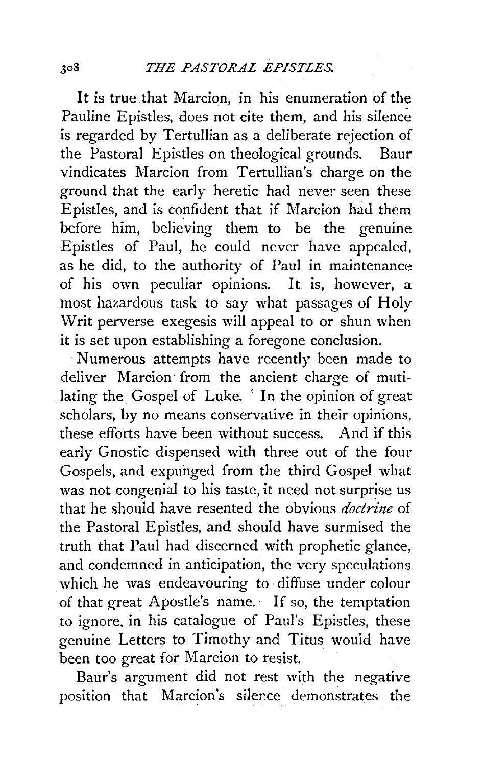It is true that Marcion, in his enumeration of the Pauline Epistles, does not cite them, and his silence is regarded by Tertullian as a deliberate rejection of the Pastoral Epistles on theological grounds. Baur vindicates Marcion from Tertullian's charge on the ground that the early heretic had never seen these Epistles, and is confident that if Marcion had them before him, believing them to be the genuine Epistles of Paul, he could never have appealed, as he did, to the authority of Paul in maintenance of his own peculiar opinions. It is, however, a most hazardous task to say what passages of Holy Writ perverse exegesis will appeal to or shun when it is set upon establishing a foregone conclusion.

Numerous attempts have recently been made to deliver Marcion from the ancient charge of mutilating the Gospel of Luke. In the opinion of great scholars, by no means conservative in their opinions, these efforts have been without success. And if this early Gnostic dispensed with three out of the four Gospels, and expunged from the third Gospel what was not congenial to his taste, it need not surprise us that he should have resented the obvious *doctrine* of the Pastoral Epistles, and should have surmised the truth that Paul had discerned with prophetic glance, and condemned in anticipation, the very speculations which he was endeavouring to diffuse under colour of that great Apostle's name. If so, the temptation to ignore, in his catalogue of Paul's Epistles, these genuine Letters to Timothy and Titus would have been too great for Marcion to resist.

Baur's argument did not rest with the negative position that Marcion's silence demonstrates the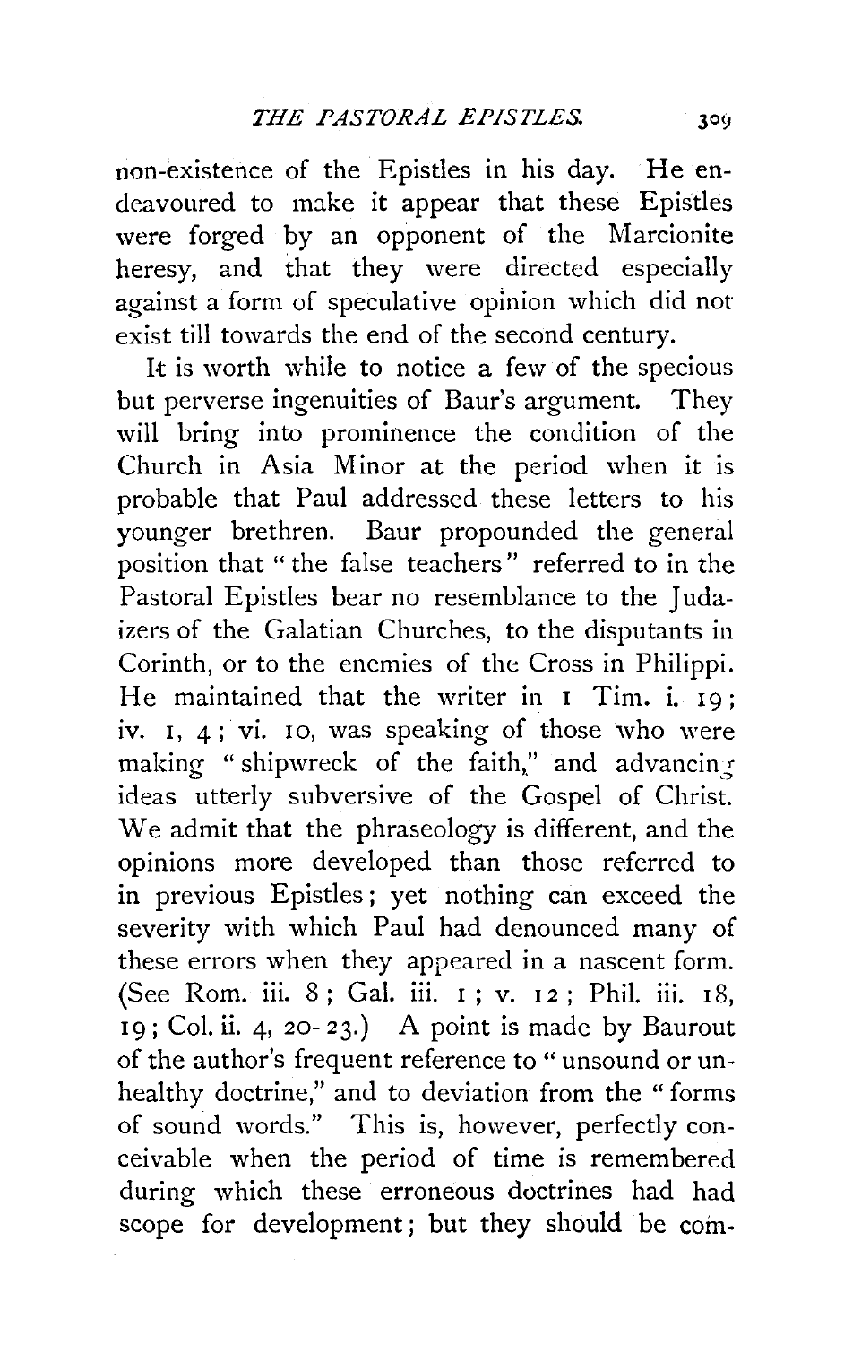non-existence of the Epistles in his day. He endeavoured to make it appear that these Epistles were forged by an opponent of the Marcionite heresy, and that they were directed especially against a form of speculative opinion which did not exist till towards the end of the second century.

It is worth while to notice a few of the specious but perverse ingenuities of Baur's argument. They will bring into prominence the condition of the Church in Asia Minor at the period when it is probable that Paul addressed these letters to his younger brethren. Baur propounded the general position that "the false teachers" referred to in the Pastoral Epistles bear no resemblance to the Judaizers of the Galatian Churches, to the disputants in Corinth, or to the enemies of the Cross in Philippi. He maintained that the writer in 1 Tim. i. 19; iv. 1, 4; vi. 10, was speaking of those who were making "shipwreck of the faith," and advancing ideas utterly subversive of the Gospel of Christ. We admit that the phraseology is different, and the opinions more developed than those referred to in previous Epistles; yet nothing can exceed the severity with which Paul had denounced many of these errors when they appeared in a nascent form. (See Rom. iii. 8; Gal. iii. 1; v. 12; Phil. iii. 18, 19; Col. ii. 4, 20–23.) A point is made by Baurout of the author's frequent reference to "unsound or unhealthy doctrine," and to deviation from the "forms of sound words." This is, however, perfectly conceivable when the period of time is remembered during which these erroneous doctrines had had scope for development; but they should be com-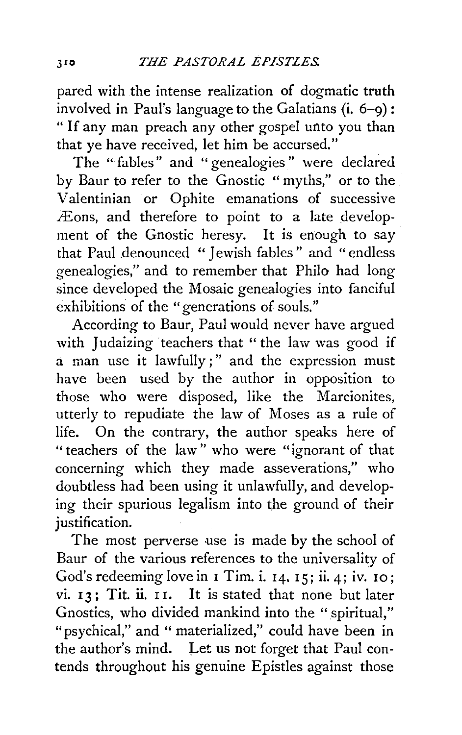pared with the intense realization of dogmatic truth involved in Paul's language to the Galatians (i. 6–9): "If any man preach any other gospel unto you than that ye have received, let him be accursed."

The "fables" and "genealogies" were declared by Baur to refer to the Gnostic "myths," or to the Valentinian or Ophite emanations of successive Æons, and therefore to point to a late development of the Gnostic heresy. It is enough to say that Paul denounced "Jewish fables" and "endless genealogies," and to remember that Philo had long since developed the Mosaic genealogies into fanciful exhibitions of the "generations of souls."

According to Baur, Paul would never have argued with Judaizing teachers that "the law was good if a man use it lawfully;" and the expression must have been used by the author in opposition to those who were disposed, like the Marcionites, utterly to repudiate the law of Moses as a rule of life. On the contrary, the author speaks here of "teachers of the law" who were "ignorant of that concerning which they made asseverations," who doubtless had been using it unlawfully, and developing their spurious legalism into the ground of their justification.

The most perverse use is made by the school of Baur of the various references to the universality of God's redeeming love in 1 Tim. i. 14, 15; ii. 4; iv. 10; vi. 13; Tit. ii. 11. It is stated that none but later Gnostics, who divided mankind into the "spiritual," "psychical," and "materialized," could have been in the author's mind. Let us not forget that Paul contends throughout his genuine Epistles against those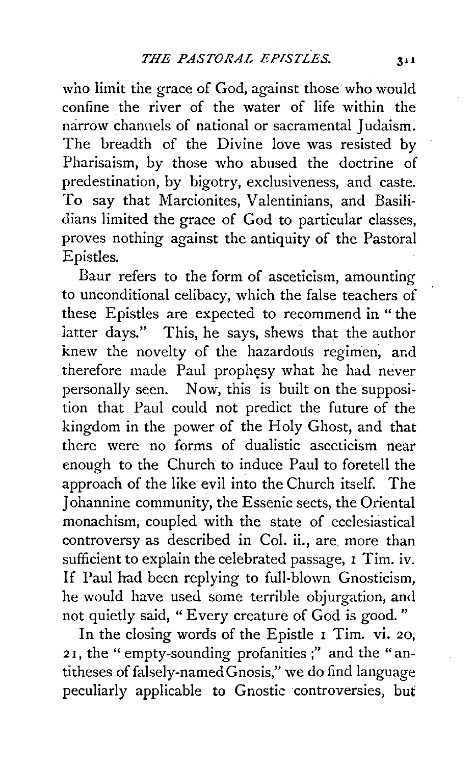who limit the grace of God, against those who would confine the river of the water of life within the narrow channels of national or sacramental Judaism. The breadth of the Divine love was resisted by Pharisaism, by those who abused the doctrine of predestination, by bigotry, exclusiveness, and caste. To say that Marcionites, Valentinians, and Basilidians limited the grace of God to particular classes, proves nothing against the antiquity of the Pastoral Epistles.

Baur refers to the form of asceticism, amounting to unconditional celibacy, which the false teachers of these Epistles are expected to recommend in "the latter days." This, he says, shews that the author knew the novelty of the hazardous regimen, and therefore made Paul prophesy what he had never personally seen. Now, this is built on the supposition that Paul could not predict the future of the kingdom in the power of the Holy Ghost, and that there were no forms of dualistic asceticism near enough to the Church to induce Paul to foretell the approach of the like evil into the Church itself. The Johannine community, the Essenic sects, the Oriental monachism, coupled with the state of ecclesiastical controversy as described in Col. ii., are more than sufficient to explain the celebrated passage, 1 Tim. iv. If Paul had been replying to full-blown Gnosticism, he would have used some terrible objurgation, and not quietly said, "Every creature of God is good."

In the closing words of the Epistle 1 Tim. vi. 20, 21, the "empty-sounding profanities;" and the "antitheses of falsely-named Gnosis," we do find language peculiarly applicable to Gnostic controversies, but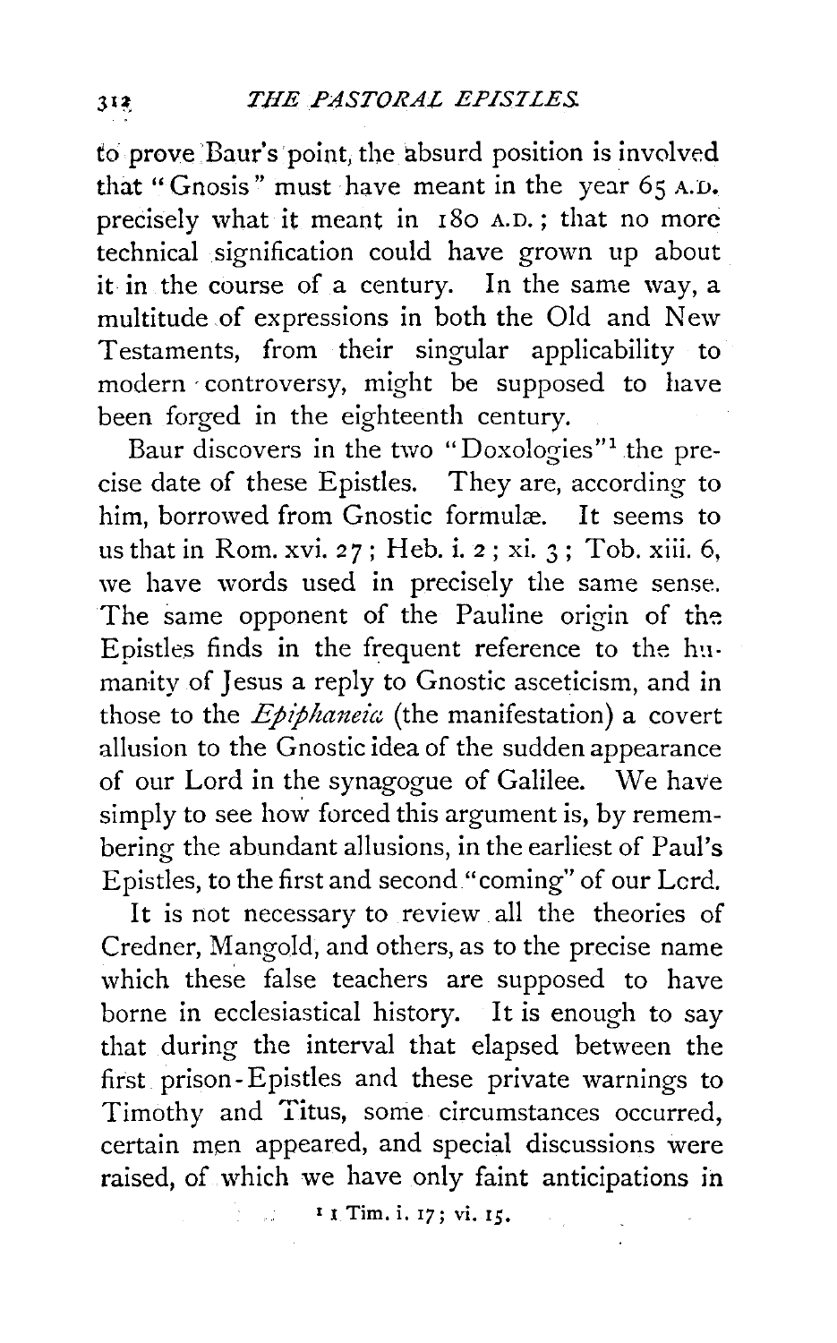to prove Baur's point, the absurd position is involved that "Gnosis" must have meant in the year 65 A.D. precisely what it meant in 180 A.D.; that no more technical signification could have grown up about it in the course of a century. In the same way, a multitude of expressions in both the Old and New Testaments, from their singular applicability to modern controversy, might be supposed to have been forged in the eighteenth century.

Baur discovers in the two "Doxologies"[1] the precise date of these Epistles. They are, according to him, borrowed from Gnostic formulæ. It seems to us that in Rom. xvi. 27; Heb. i. 2; xi. 3; Tob. xiii. 6, we have words used in precisely the same sense. The same opponent of the Pauline origin of the Epistles finds in the frequent reference to the humanity of Jesus a reply to Gnostic asceticism, and in those to the *Epiphaneia* (the manifestation) a covert allusion to the Gnostic idea of the sudden appearance of our Lord in the synagogue of Galilee. We have simply to see how forced this argument is, by remembering the abundant allusions, in the earliest of Paul's Epistles, to the first and second "coming" of our Lord.

It is not necessary to review all the theories of Credner, Mangold, and others, as to the precise name which these false teachers are supposed to have borne in ecclesiastical history. It is enough to say that during the interval that elapsed between the first prison-Epistles and these private warnings to Timothy and Titus, some circumstances occurred, certain men appeared, and special discussions were raised, of which we have only faint anticipations in

[1] 1 Tim. i. 17; vi. 15.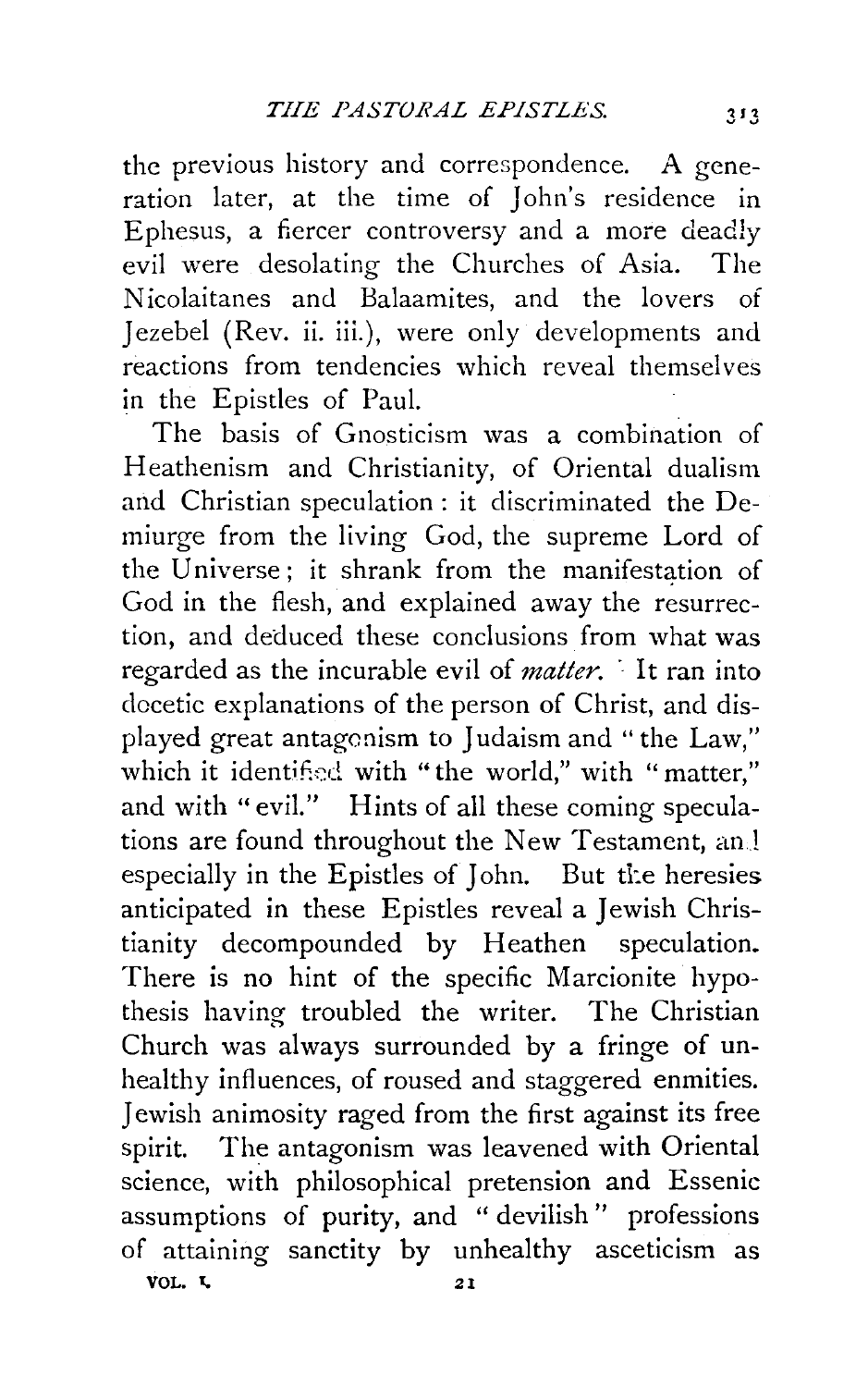the previous history and correspondence. A generation later, at the time of John's residence in Ephesus, a fiercer controversy and a more deadly evil were desolating the Churches of Asia. The Nicolaitanes and Balaamites, and the lovers of Jezebel (Rev. ii. iii.), were only developments and reactions from tendencies which reveal themselves in the Epistles of Paul.

The basis of Gnosticism was a combination of Heathenism and Christianity, of Oriental dualism and Christian speculation: it discriminated the Demiurge from the living God, the supreme Lord of the Universe; it shrank from the manifestation of God in the flesh, and explained away the resurrection, and deduced these conclusions from what was regarded as the incurable evil of *matter*. It ran into docetic explanations of the person of Christ, and displayed great antagonism to Judaism and "the Law," which it identified with "the world," with "matter," and with "evil." Hints of all these coming speculations are found throughout the New Testament, and especially in the Epistles of John. But the heresies anticipated in these Epistles reveal a Jewish Christianity decompounded by Heathen speculation. There is no hint of the specific Marcionite hypothesis having troubled the writer. The Christian Church was always surrounded by a fringe of unhealthy influences, of roused and staggered enmities. Jewish animosity raged from the first against its free spirit. The antagonism was leavened with Oriental science, with philosophical pretension and Essenic assumptions of purity, and "devilish" professions of attaining sanctity by unhealthy asceticism as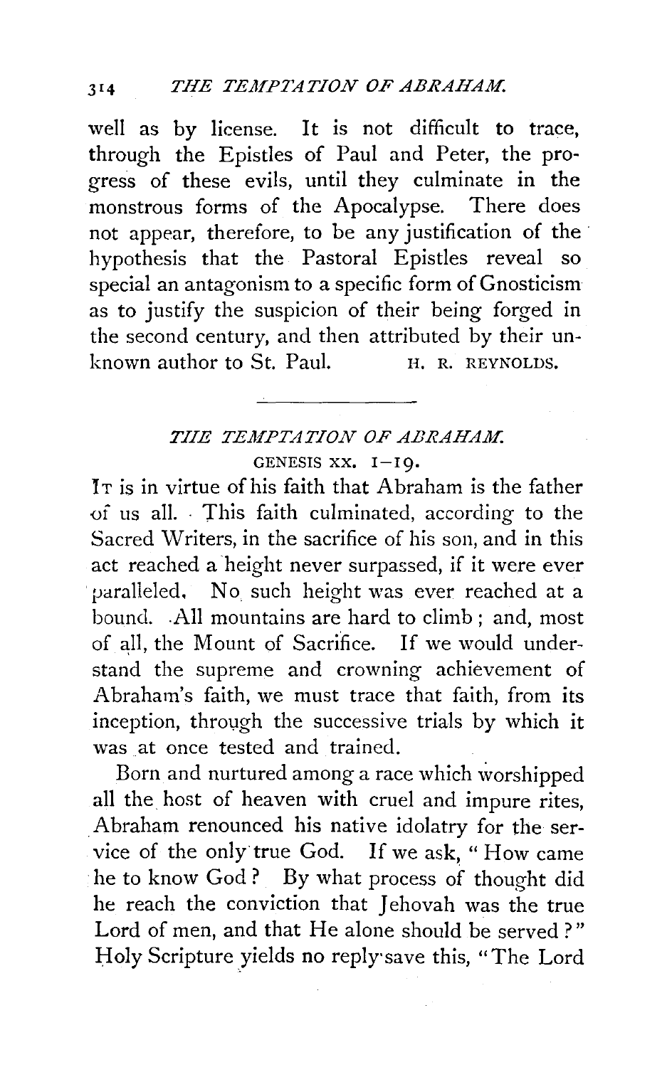well as by license. It is not difficult to trace, through the Epistles of Paul and Peter, the progress of these evils, until they culminate in the monstrous forms of the Apocalypse. There does not appear, therefore, to be any justification of the hypothesis that the Pastoral Epistles reveal so special an antagonism to a specific form of Gnosticism as to justify the suspicion of their being forged in the second century, and then attributed by their unknown author to St. Paul. H. R. REYNOLDS.

---

## *THE TEMPTATION OF ABRAHAM.*

GENESIS XX. 1–19.

IT is in virtue of his faith that Abraham is the father of us all. This faith culminated, according to the Sacred Writers, in the sacrifice of his son, and in this act reached a height never surpassed, if it were ever paralleled. No such height was ever reached at a bound. All mountains are hard to climb; and, most of all, the Mount of Sacrifice. If we would understand the supreme and crowning achievement of Abraham's faith, we must trace that faith, from its inception, through the successive trials by which it was at once tested and trained.

Born and nurtured among a race which worshipped all the host of heaven with cruel and impure rites, Abraham renounced his native idolatry for the service of the only true God. If we ask, "How came he to know God? By what process of thought did he reach the conviction that Jehovah was the true Lord of men, and that He alone should be served?" Holy Scripture yields no reply save this, "The Lord